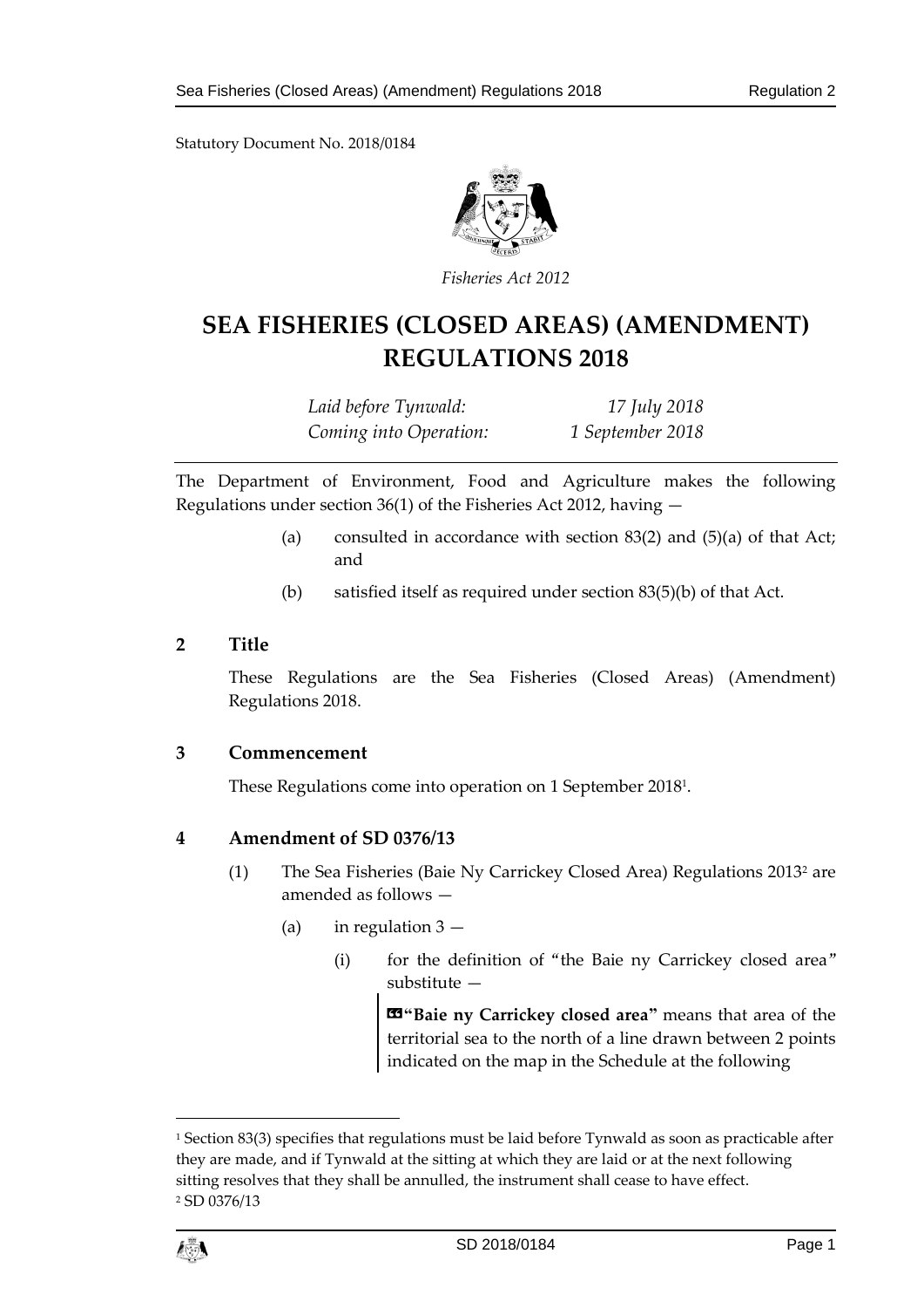Statutory Document No. 2018/0184

*Fisheries Act 2012*

# SEA FISHERIES (CLOSED AREAS) (AMENDMENT) REGULATIONS 2018

*Laid before Tynwald:* *17 July 2018*
*Coming into Operation:* *1 September 2018*

The Department of Environment, Food and Agriculture makes the following Regulations under section 36(1) of the Fisheries Act 2012, having —

(a) consulted in accordance with section 83(2) and (5)(a) of that Act; and

(b) satisfied itself as required under section 83(5)(b) of that Act.

## 2 Title

These Regulations are the Sea Fisheries (Closed Areas) (Amendment) Regulations 2018.

## 3 Commencement

These Regulations come into operation on 1 September 2018[1].

## 4 Amendment of SD 0376/13

(1) The Sea Fisheries (Baie Ny Carrickey Closed Area) Regulations 2013[2] are amended as follows —

(a) in regulation 3 —

(i) for the definition of "the Baie ny Carrickey closed area" substitute —

«**"Baie ny Carrickey closed area"** means that area of the territorial sea to the north of a line drawn between 2 points indicated on the map in the Schedule at the following

---

[1] Section 83(3) specifies that regulations must be laid before Tynwald as soon as practicable after they are made, and if Tynwald at the sitting at which they are laid or at the next following sitting resolves that they shall be annulled, the instrument shall cease to have effect.

[2] SD 0376/13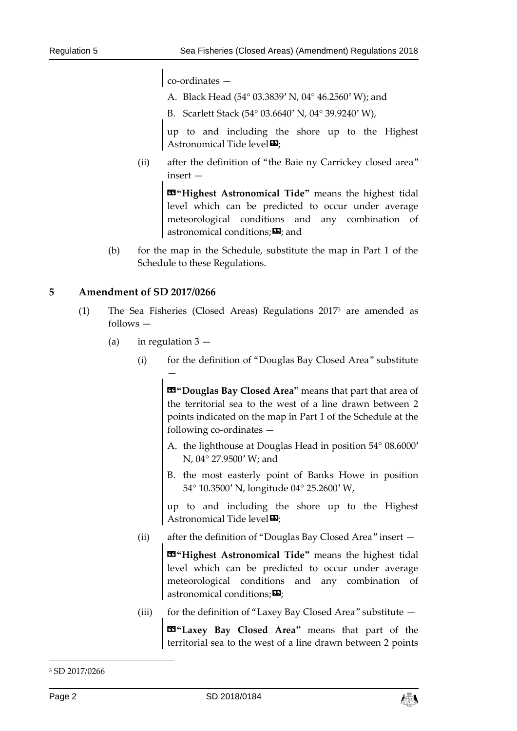co-ordinates —

A. Black Head (54° 03.3839' N, 04° 46.2560' W); and

B. Scarlett Stack (54° 03.6640' N, 04° 39.9240' W),

up to and including the shore up to the Highest Astronomical Tide level»;

(ii) after the definition of "the Baie ny Carrickey closed area" insert —

«**"Highest Astronomical Tide"** means the highest tidal level which can be predicted to occur under average meteorological conditions and any combination of astronomical conditions;»; and

(b) for the map in the Schedule, substitute the map in Part 1 of the Schedule to these Regulations.

## 5 Amendment of SD 2017/0266

(1) The Sea Fisheries (Closed Areas) Regulations 2017[3] are amended as follows —

(a) in regulation 3 —

(i) for the definition of "Douglas Bay Closed Area" substitute —

«**"Douglas Bay Closed Area"** means that part that area of the territorial sea to the west of a line drawn between 2 points indicated on the map in Part 1 of the Schedule at the following co-ordinates —

A. the lighthouse at Douglas Head in position 54° 08.6000' N, 04° 27.9500' W; and

B. the most easterly point of Banks Howe in position 54° 10.3500' N, longitude 04° 25.2600' W,

up to and including the shore up to the Highest Astronomical Tide level»;

(ii) after the definition of "Douglas Bay Closed Area" insert —

«**"Highest Astronomical Tide"** means the highest tidal level which can be predicted to occur under average meteorological conditions and any combination of astronomical conditions;»;

(iii) for the definition of "Laxey Bay Closed Area" substitute —

«**"Laxey Bay Closed Area"** means that part of the territorial sea to the west of a line drawn between 2 points

[3] SD 2017/0266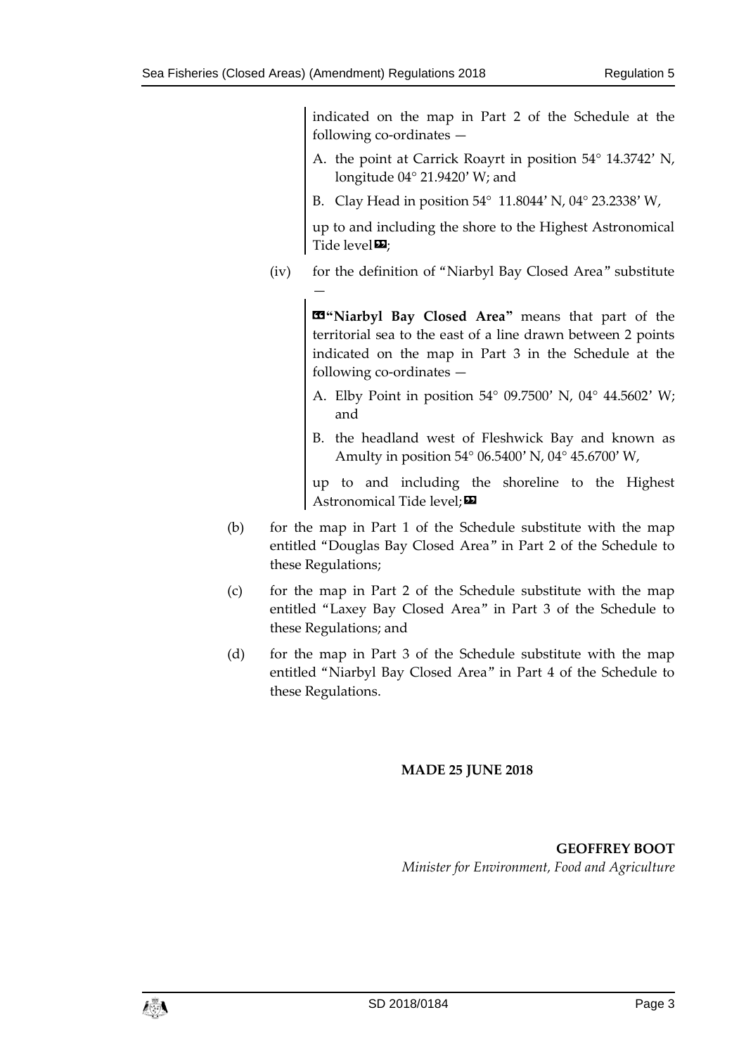indicated on the map in Part 2 of the Schedule at the following co-ordinates —

A. the point at Carrick Roayrt in position 54° 14.3742' N, longitude 04° 21.9420' W; and

B. Clay Head in position 54° 11.8044' N, 04° 23.2338' W,

up to and including the shore to the Highest Astronomical Tide level»;

(iv) for the definition of "Niarbyl Bay Closed Area" substitute —

«**"Niarbyl Bay Closed Area"** means that part of the territorial sea to the east of a line drawn between 2 points indicated on the map in Part 3 in the Schedule at the following co-ordinates —

A. Elby Point in position 54° 09.7500' N, 04° 44.5602' W; and

B. the headland west of Fleshwick Bay and known as Amulty in position 54° 06.5400' N, 04° 45.6700' W,

up to and including the shoreline to the Highest Astronomical Tide level;»

(b) for the map in Part 1 of the Schedule substitute with the map entitled "Douglas Bay Closed Area" in Part 2 of the Schedule to these Regulations;

(c) for the map in Part 2 of the Schedule substitute with the map entitled "Laxey Bay Closed Area" in Part 3 of the Schedule to these Regulations; and

(d) for the map in Part 3 of the Schedule substitute with the map entitled "Niarbyl Bay Closed Area" in Part 4 of the Schedule to these Regulations.

**MADE 25 JUNE 2018**

**GEOFFREY BOOT**
*Minister for Environment, Food and Agriculture*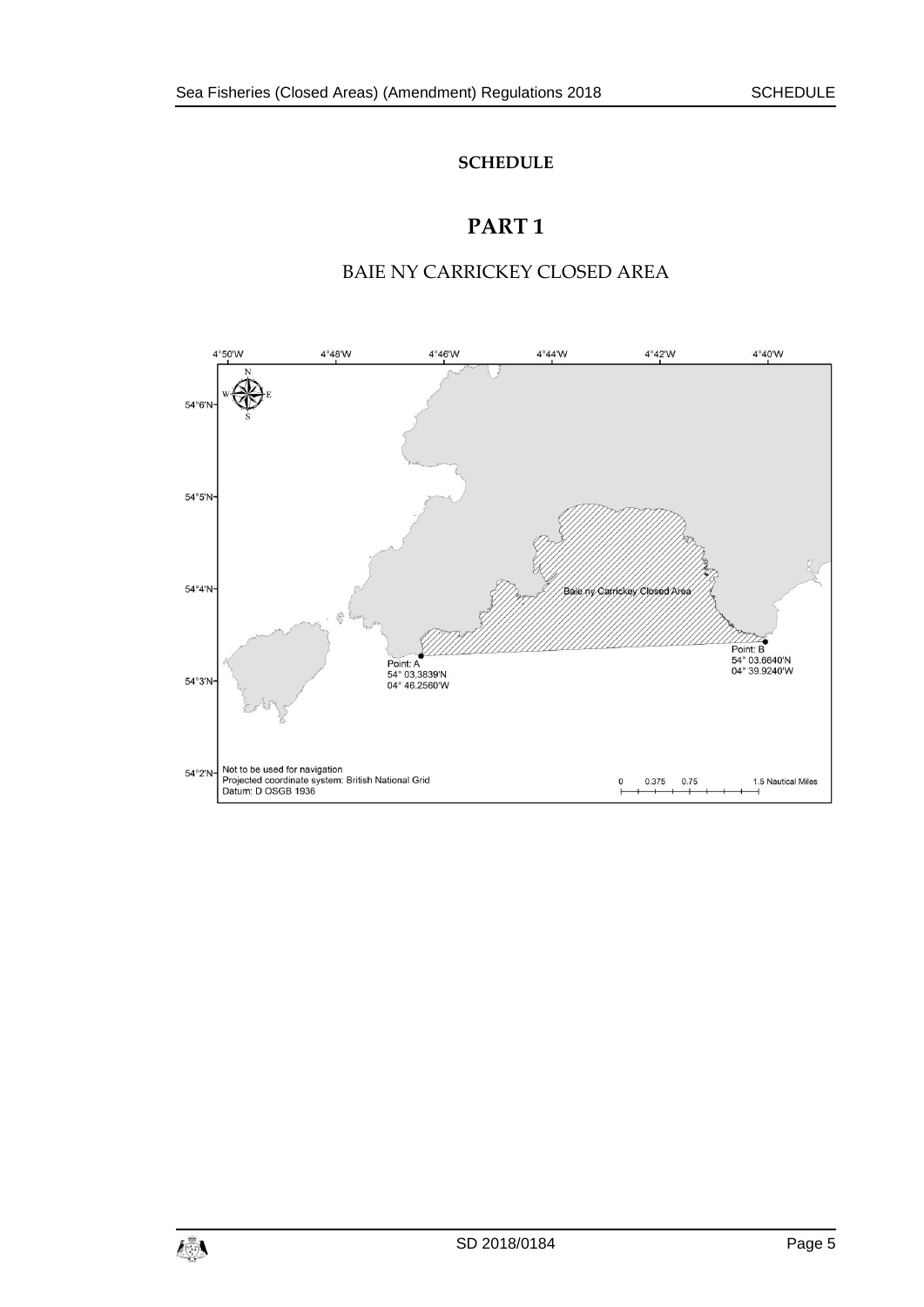# SCHEDULE

## PART 1

### BAIE NY CARRICKEY CLOSED AREA

4°50'W 4°48'W 4°46'W 4°44'W 4°42'W 4°40'W

54°6'N

54°5'N

54°4'N

54°3'N

54°2'N

Baie ny Carrickey Closed Area

Point: A
54° 03.3839'N
04° 46.2560'W

Point: B
54° 03.6640'N
04° 39.9240'W

Not to be used for navigation
Projected coordinate system: British National Grid
Datum: D OSGB 1936

0 0.375 0.75 1.5 Nautical Miles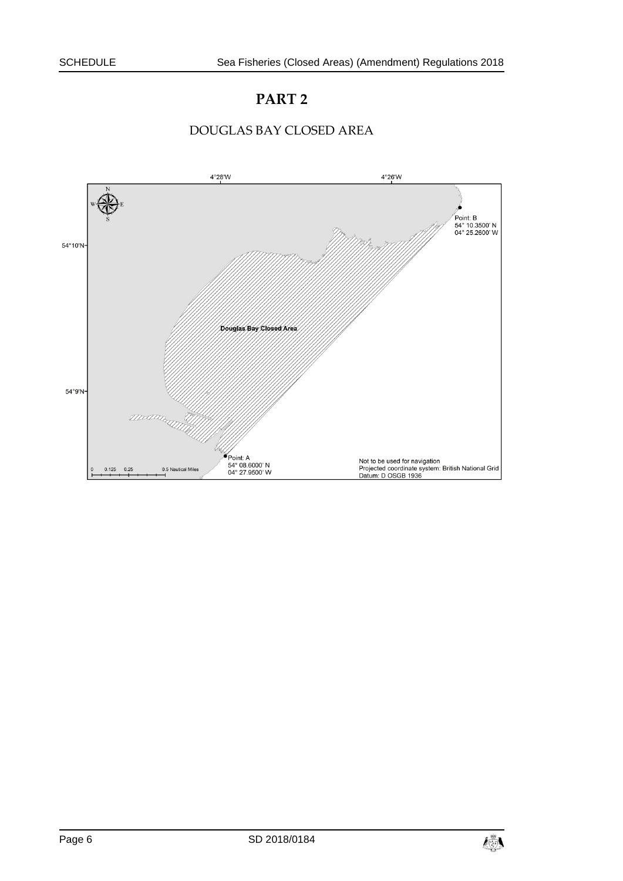# PART 2

## DOUGLAS BAY CLOSED AREA

4°28'W

4°26'W

54°10'N

54°9'N

Douglas Bay Closed Area

Point: B
54° 10.3500' N
04° 25.2600' W

Point: A
54° 08.6000' N
04° 27.9500' W

0 0.125 0.25 0.5 Nautical Miles

Not to be used for navigation
Projected coordinate system: British National Grid
Datum: D OSGB 1936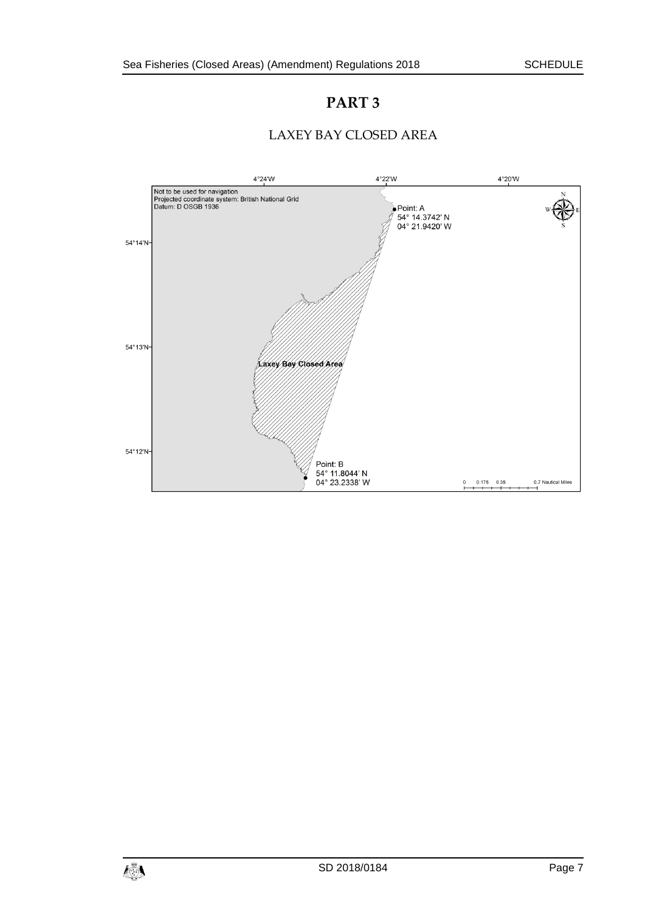# PART 3

## LAXEY BAY CLOSED AREA

Not to be used for navigation
Projected coordinate system: British National Grid
Datum: D OSGB 1936

4°24'W 4°22'W 4°20'W

54°14'N
54°13'N
54°12'N

Point: A
54° 14.3742' N
04° 21.9420' W

Laxey Bay Closed Area

Point: B
54° 11.8044' N
04° 23.2338' W

0 0.175 0.35 0.7 Nautical Miles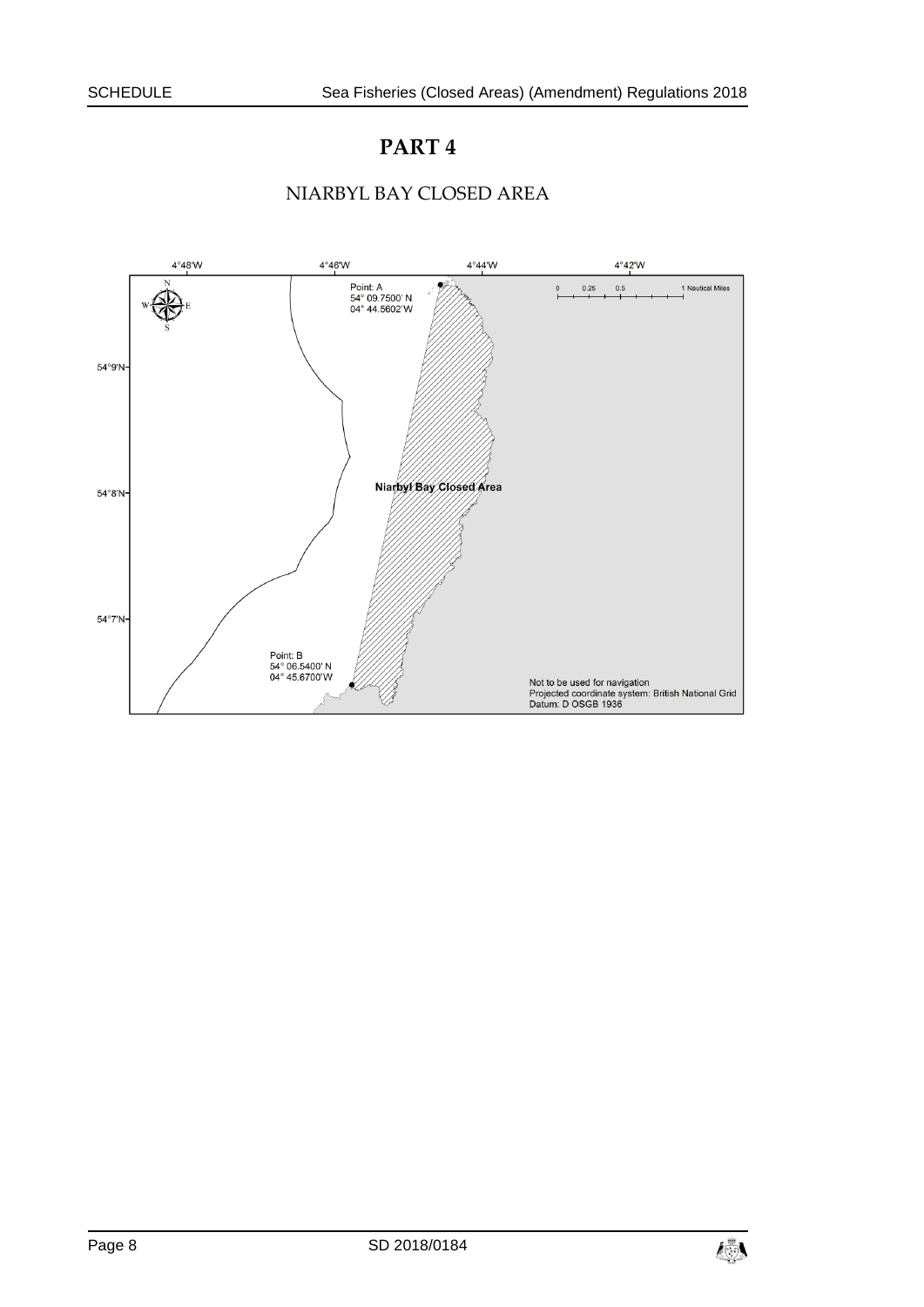# PART 4

## NIARBYL BAY CLOSED AREA

4°48'W 4°46'W 4°44'W 4°42'W

Point: A
54° 09.7500' N
04° 44.5602'W

0 0.25 0.5 1 Nautical Miles

54°9'N

Niarbyl Bay Closed Area

54°8'N

54°7'N

Point: B
54° 06.5400' N
04° 45.6700'W

Not to be used for navigation
Projected coordinate system: British National Grid
Datum: D OSGB 1936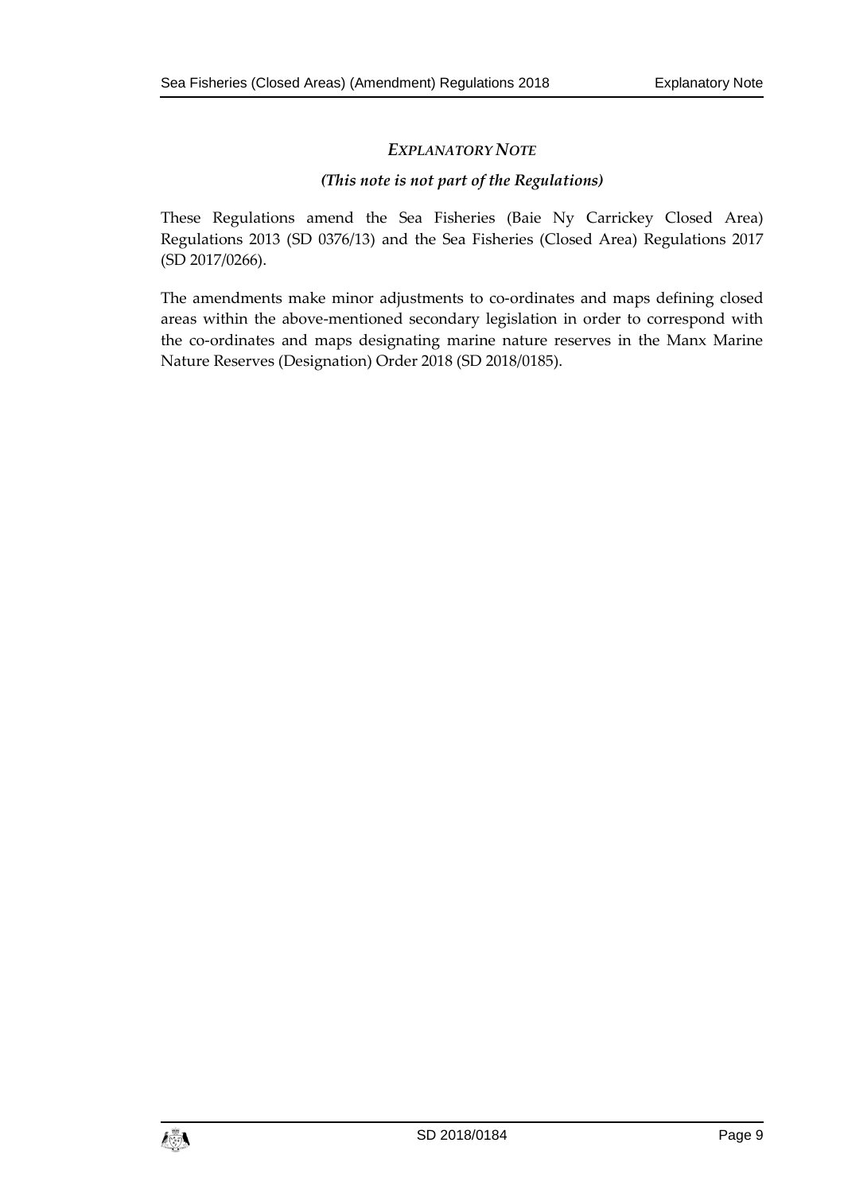## *EXPLANATORY NOTE*

***(This note is not part of the Regulations)***

These Regulations amend the Sea Fisheries (Baie Ny Carrickey Closed Area) Regulations 2013 (SD 0376/13) and the Sea Fisheries (Closed Area) Regulations 2017 (SD 2017/0266).

The amendments make minor adjustments to co-ordinates and maps defining closed areas within the above-mentioned secondary legislation in order to correspond with the co-ordinates and maps designating marine nature reserves in the Manx Marine Nature Reserves (Designation) Order 2018 (SD 2018/0185).